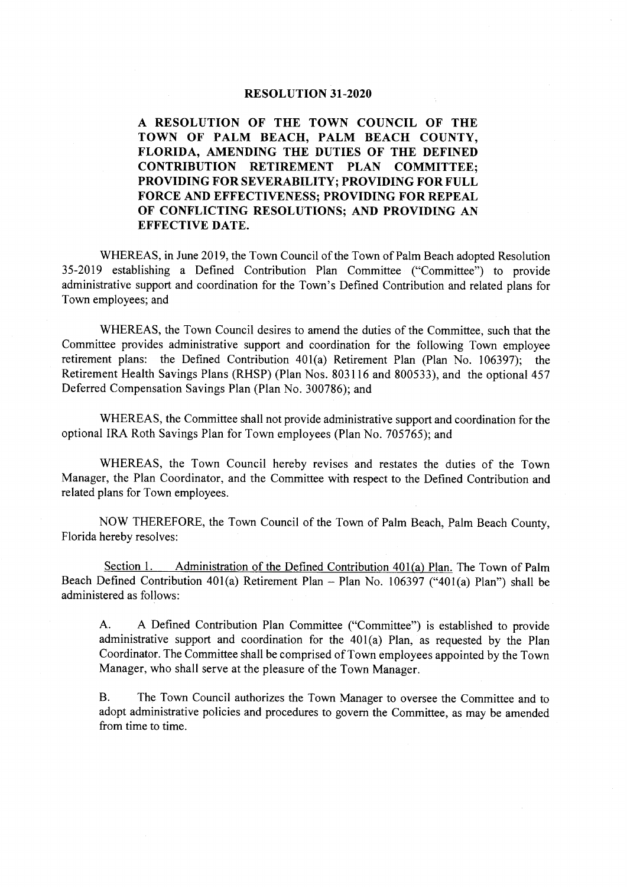# RESOLUTION 31-2020

**A RESOLUTION OF THE TOWN COUNCIL OF THE TOWN OF PALM BEACH, PALM BEACH COUNTY, FLORIDA, AMENDING THE DUTIES OF THE DEFINED CONTRIBUTION RETIREMENT PLAN COMMITTEE; PROVIDING FOR SEVERABILITY; PROVIDING FOR FULL FORCE AND EFFECTIVENESS; PROVIDING FOR REPEAL OF CONFLICTING RESOLUTIONS; AND PROVIDING AN EFFECTIVE DATE.**

WHEREAS, in June 2019, the Town Council of the Town of Palm Beach adopted Resolution 35-2019 establishing a Defined Contribution Plan Committee ("Committee") to provide administrative support and coordination for the Town's Defined Contribution and related plans for Town employees; and

WHEREAS, the Town Council desires to amend the duties of the Committee, such that the Committee provides administrative support and coordination for the following Town employee retirement plans: the Defined Contribution 401(a) Retirement Plan (Plan No. 106397); the Retirement Health Savings Plans (RHSP) (Plan Nos. 803116 and 800533), and the optional 457 Deferred Compensation Savings Plan (Plan No. 300786); and

WHEREAS, the Committee shall not provide administrative support and coordination for the optional IRA Roth Savings Plan for Town employees (Plan No. 705765); and

WHEREAS, the Town Council hereby revises and restates the duties of the Town Manager, the Plan Coordinator, and the Committee with respect to the Defined Contribution and related plans for Town employees.

NOW THEREFORE, the Town Council of the Town of Palm Beach, Palm Beach County, Florida hereby resolves:

Section 1. Administration of the Defined Contribution 401(a) Plan. The Town of Palm Beach Defined Contribution 401(a) Retirement Plan – Plan No. 106397 ("401(a) Plan") shall be administered as follows:

A. A Defined Contribution Plan Committee ("Committee") is established to provide administrative support and coordination for the 401(a) Plan, as requested by the Plan Coordinator. The Committee shall be comprised of Town employees appointed by the Town Manager, who shall serve at the pleasure of the Town Manager.

B. The Town Council authorizes the Town Manager to oversee the Committee and to adopt administrative policies and procedures to govern the Committee, as may be amended from time to time.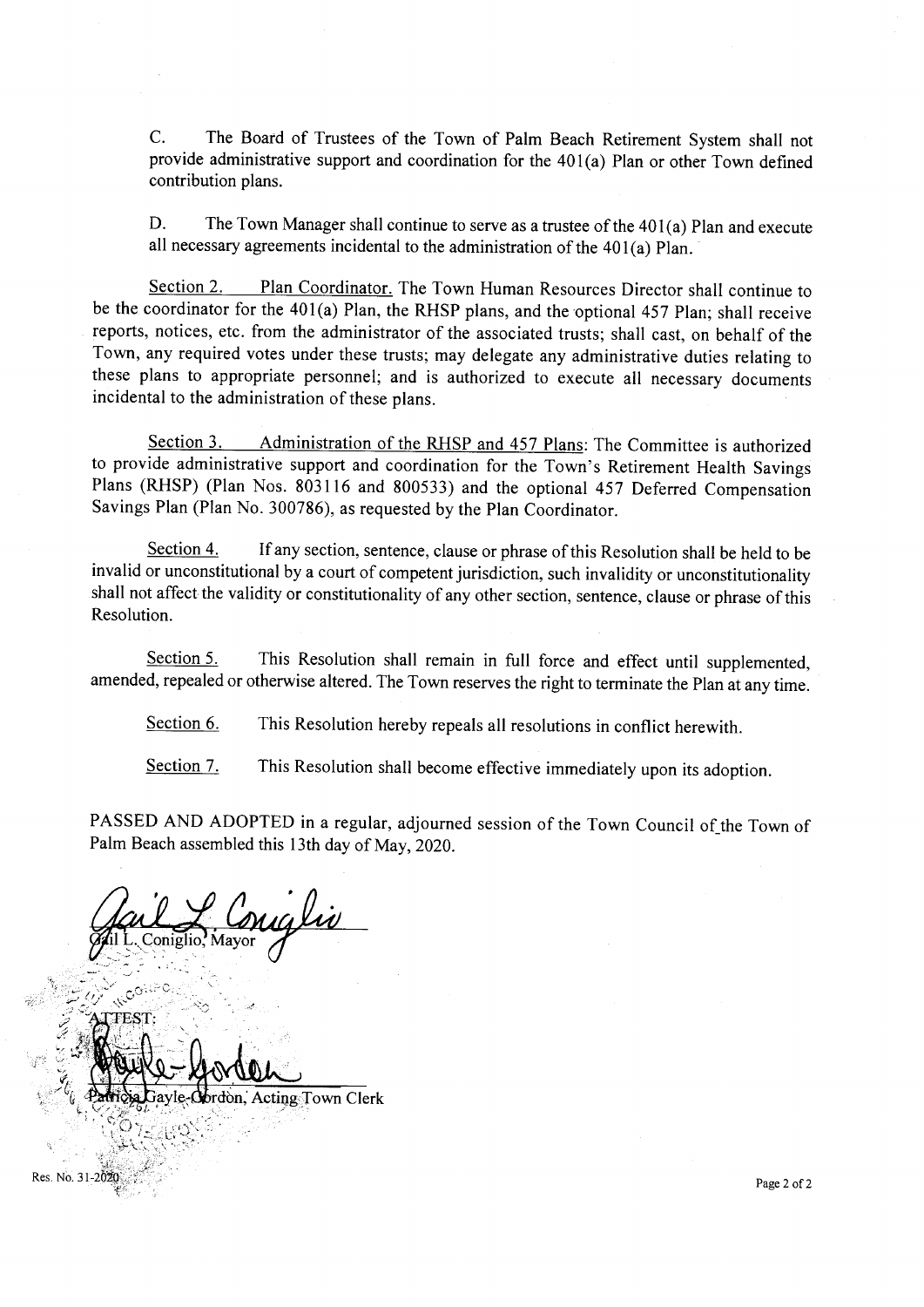C. The Board of Trustees of the Town of Palm Beach Retirement System shall not provide administrative support and coordination for the 401(a) Plan or other Town defined contribution plans.

D. The Town Manager shall continue to serve as a trustee of the 401(a) Plan and execute all necessary agreements incidental to the administration of the 401(a) Plan.

Section 2. Plan Coordinator. The Town Human Resources Director shall continue to be the coordinator for the 401(a) Plan, the RHSP plans, and the optional 457 Plan; shall receive reports, notices, etc. from the administrator of the associated trusts; shall cast, on behalf of the Town, any required votes under these trusts; may delegate any administrative duties relating to these plans to appropriate personnel; and is authorized to execute all necessary documents incidental to the administration of these plans.

Section 3. Administration of the RHSP and 457 Plans: The Committee is authorized to provide administrative support and coordination for the Town's Retirement Health Savings Plans (RHSP) (Plan Nos. 803116 and 800533) and the optional 457 Deferred Compensation Savings Plan (Plan No. 300786), as requested by the Plan Coordinator.

Section 4. If any section, sentence, clause or phrase of this Resolution shall be held to be invalid or unconstitutional by a court of competent jurisdiction, such invalidity or unconstitutionality shall not affect the validity or constitutionality of any other section, sentence, clause or phrase of this Resolution.

Section 5. This Resolution shall remain in full force and effect until supplemented, amended, repealed or otherwise altered. The Town reserves the right to terminate the Plan at any time.

Section 6. This Resolution hereby repeals all resolutions in conflict herewith.

Section 7. This Resolution shall become effective immediately upon its adoption.

PASSED AND ADOPTED in a regular, adjourned session of the Town Council of the Town of Palm Beach assembled this 13th day of May, 2020.

Gail L. Coniglio, Mayor

ATTEST:

Patricia Gayle-Gordon, Acting Town Clerk

Res. No. 31-2020